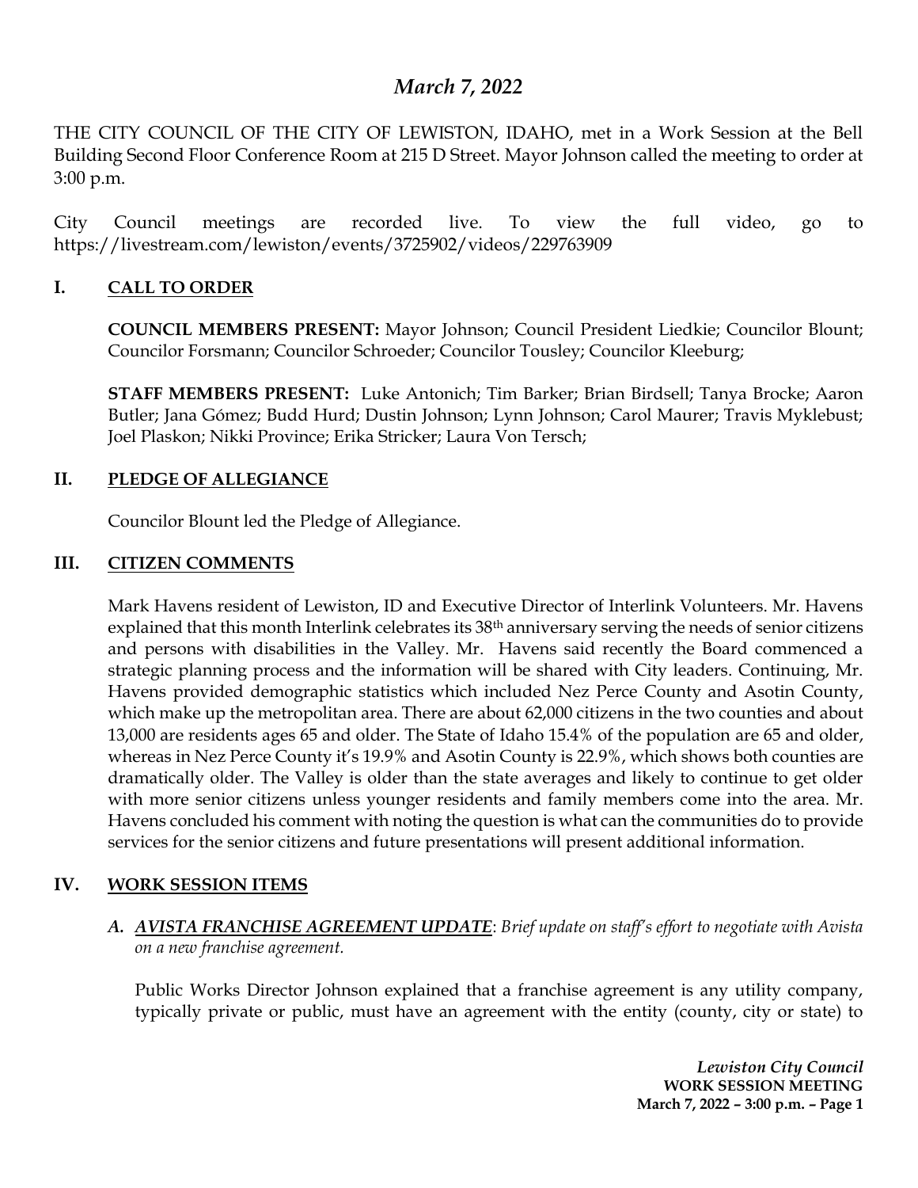# *March 7, 2022*

THE CITY COUNCIL OF THE CITY OF LEWISTON, IDAHO, met in a Work Session at the Bell Building Second Floor Conference Room at 215 D Street. Mayor Johnson called the meeting to order at 3:00 p.m.

City Council meetings are recorded live. To view the full video, go to https://livestream.com/lewiston/events/3725902/videos/229763909

## I. CALL TO ORDER

**COUNCIL MEMBERS PRESENT:** Mayor Johnson; Council President Liedkie; Councilor Blount; Councilor Forsmann; Councilor Schroeder; Councilor Tousley; Councilor Kleeburg;

**STAFF MEMBERS PRESENT:** Luke Antonich; Tim Barker; Brian Birdsell; Tanya Brocke; Aaron Butler; Jana Gómez; Budd Hurd; Dustin Johnson; Lynn Johnson; Carol Maurer; Travis Myklebust; Joel Plaskon; Nikki Province; Erika Stricker; Laura Von Tersch;

## II. PLEDGE OF ALLEGIANCE

Councilor Blount led the Pledge of Allegiance.

## III. CITIZEN COMMENTS

Mark Havens resident of Lewiston, ID and Executive Director of Interlink Volunteers. Mr. Havens explained that this month Interlink celebrates its 38th anniversary serving the needs of senior citizens and persons with disabilities in the Valley. Mr. Havens said recently the Board commenced a strategic planning process and the information will be shared with City leaders. Continuing, Mr. Havens provided demographic statistics which included Nez Perce County and Asotin County, which make up the metropolitan area. There are about 62,000 citizens in the two counties and about 13,000 are residents ages 65 and older. The State of Idaho 15.4% of the population are 65 and older, whereas in Nez Perce County it's 19.9% and Asotin County is 22.9%, which shows both counties are dramatically older. The Valley is older than the state averages and likely to continue to get older with more senior citizens unless younger residents and family members come into the area. Mr. Havens concluded his comment with noting the question is what can the communities do to provide services for the senior citizens and future presentations will present additional information.

## IV. WORK SESSION ITEMS

***A. AVISTA FRANCHISE AGREEMENT UPDATE***: *Brief update on staff's effort to negotiate with Avista on a new franchise agreement.*

Public Works Director Johnson explained that a franchise agreement is any utility company, typically private or public, must have an agreement with the entity (county, city or state) to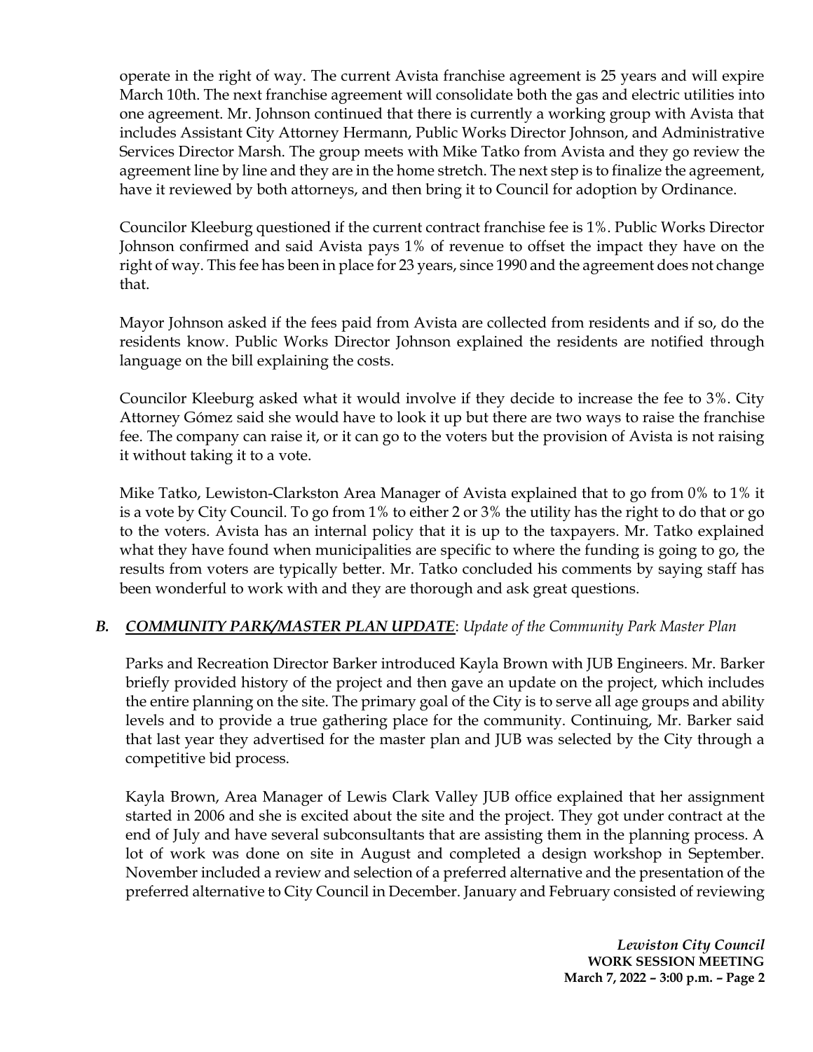operate in the right of way. The current Avista franchise agreement is 25 years and will expire March 10th. The next franchise agreement will consolidate both the gas and electric utilities into one agreement. Mr. Johnson continued that there is currently a working group with Avista that includes Assistant City Attorney Hermann, Public Works Director Johnson, and Administrative Services Director Marsh. The group meets with Mike Tatko from Avista and they go review the agreement line by line and they are in the home stretch. The next step is to finalize the agreement, have it reviewed by both attorneys, and then bring it to Council for adoption by Ordinance.

Councilor Kleeburg questioned if the current contract franchise fee is 1%. Public Works Director Johnson confirmed and said Avista pays 1% of revenue to offset the impact they have on the right of way. This fee has been in place for 23 years, since 1990 and the agreement does not change that.

Mayor Johnson asked if the fees paid from Avista are collected from residents and if so, do the residents know. Public Works Director Johnson explained the residents are notified through language on the bill explaining the costs.

Councilor Kleeburg asked what it would involve if they decide to increase the fee to 3%. City Attorney Gómez said she would have to look it up but there are two ways to raise the franchise fee. The company can raise it, or it can go to the voters but the provision of Avista is not raising it without taking it to a vote.

Mike Tatko, Lewiston-Clarkston Area Manager of Avista explained that to go from 0% to 1% it is a vote by City Council. To go from 1% to either 2 or 3% the utility has the right to do that or go to the voters. Avista has an internal policy that it is up to the taxpayers. Mr. Tatko explained what they have found when municipalities are specific to where the funding is going to go, the results from voters are typically better. Mr. Tatko concluded his comments by saying staff has been wonderful to work with and they are thorough and ask great questions.

***B. <u>COMMUNITY PARK/MASTER PLAN UPDATE</u>***: *Update of the Community Park Master Plan*

Parks and Recreation Director Barker introduced Kayla Brown with JUB Engineers. Mr. Barker briefly provided history of the project and then gave an update on the project, which includes the entire planning on the site. The primary goal of the City is to serve all age groups and ability levels and to provide a true gathering place for the community. Continuing, Mr. Barker said that last year they advertised for the master plan and JUB was selected by the City through a competitive bid process.

Kayla Brown, Area Manager of Lewis Clark Valley JUB office explained that her assignment started in 2006 and she is excited about the site and the project. They got under contract at the end of July and have several subconsultants that are assisting them in the planning process. A lot of work was done on site in August and completed a design workshop in September. November included a review and selection of a preferred alternative and the presentation of the preferred alternative to City Council in December. January and February consisted of reviewing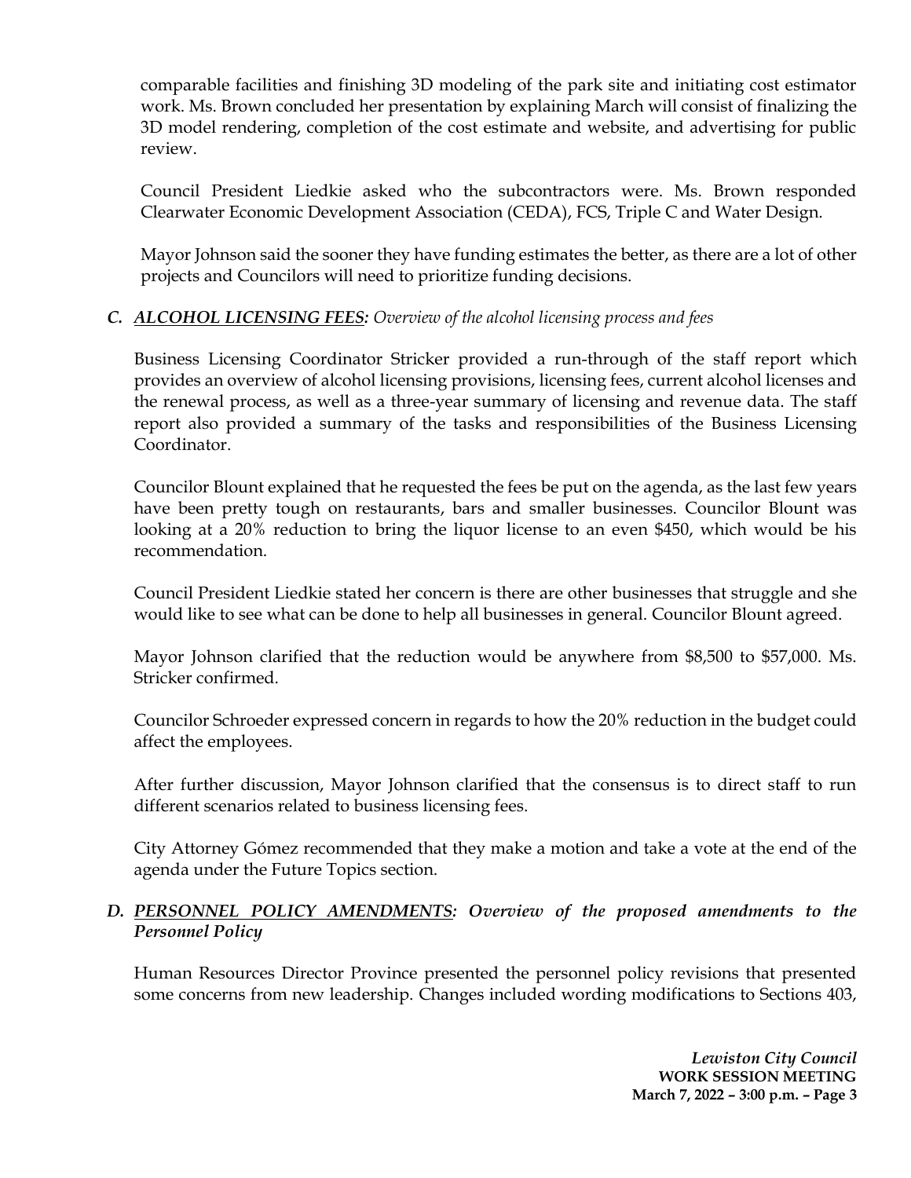comparable facilities and finishing 3D modeling of the park site and initiating cost estimator work. Ms. Brown concluded her presentation by explaining March will consist of finalizing the 3D model rendering, completion of the cost estimate and website, and advertising for public review.

Council President Liedkie asked who the subcontractors were. Ms. Brown responded Clearwater Economic Development Association (CEDA), FCS, Triple C and Water Design.

Mayor Johnson said the sooner they have funding estimates the better, as there are a lot of other projects and Councilors will need to prioritize funding decisions.

### *C. <u>ALCOHOL LICENSING FEES</u>: Overview of the alcohol licensing process and fees*

Business Licensing Coordinator Stricker provided a run-through of the staff report which provides an overview of alcohol licensing provisions, licensing fees, current alcohol licenses and the renewal process, as well as a three-year summary of licensing and revenue data. The staff report also provided a summary of the tasks and responsibilities of the Business Licensing Coordinator.

Councilor Blount explained that he requested the fees be put on the agenda, as the last few years have been pretty tough on restaurants, bars and smaller businesses. Councilor Blount was looking at a 20% reduction to bring the liquor license to an even $450, which would be his recommendation.

Council President Liedkie stated her concern is there are other businesses that struggle and she would like to see what can be done to help all businesses in general. Councilor Blount agreed.

Mayor Johnson clarified that the reduction would be anywhere from $8,500 to $57,000. Ms. Stricker confirmed.

Councilor Schroeder expressed concern in regards to how the 20% reduction in the budget could affect the employees.

After further discussion, Mayor Johnson clarified that the consensus is to direct staff to run different scenarios related to business licensing fees.

City Attorney Gómez recommended that they make a motion and take a vote at the end of the agenda under the Future Topics section.

### *D. <u>PERSONNEL POLICY AMENDMENTS</u>: Overview of the proposed amendments to the Personnel Policy*

Human Resources Director Province presented the personnel policy revisions that presented some concerns from new leadership. Changes included wording modifications to Sections 403,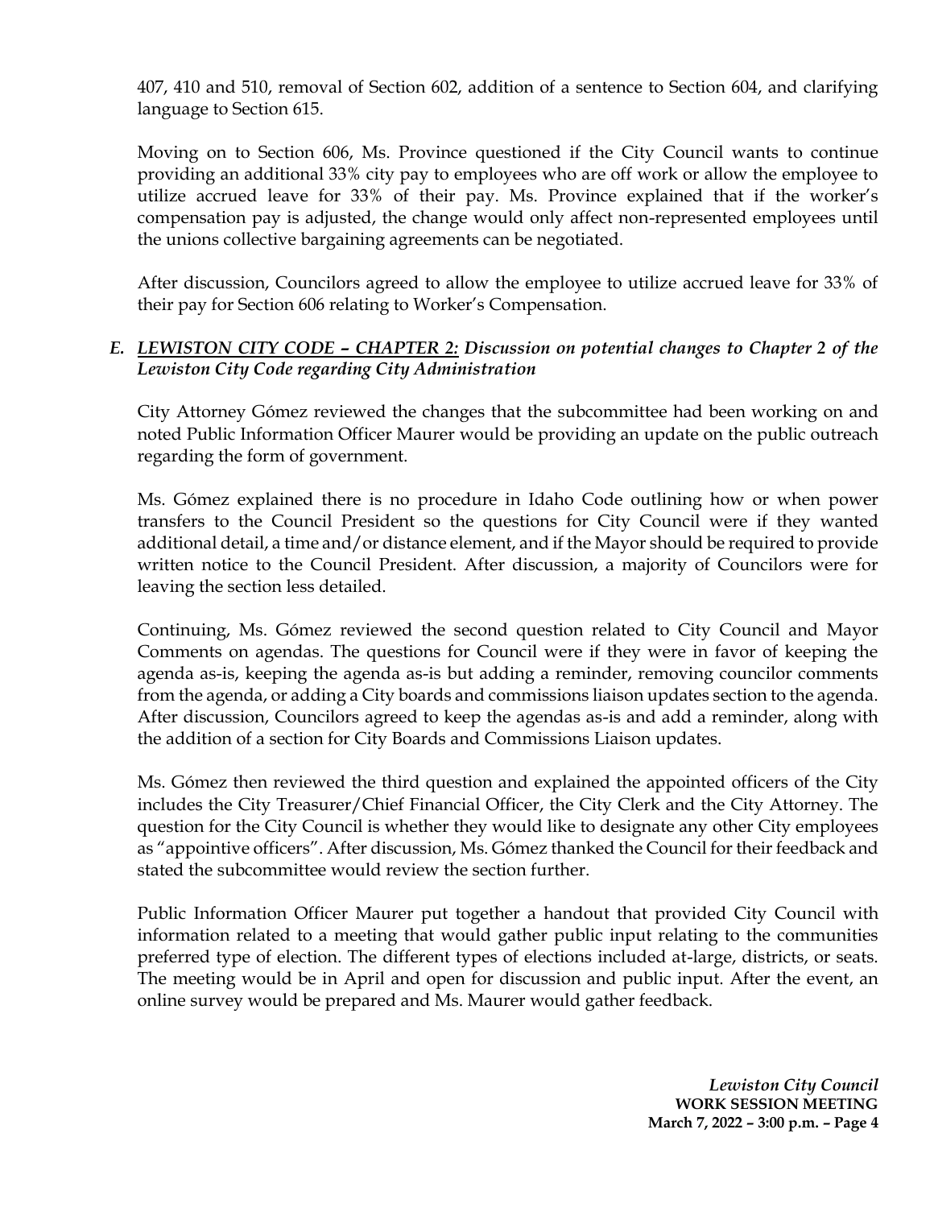407, 410 and 510, removal of Section 602, addition of a sentence to Section 604, and clarifying language to Section 615.

Moving on to Section 606, Ms. Province questioned if the City Council wants to continue providing an additional 33% city pay to employees who are off work or allow the employee to utilize accrued leave for 33% of their pay. Ms. Province explained that if the worker's compensation pay is adjusted, the change would only affect non-represented employees until the unions collective bargaining agreements can be negotiated.

After discussion, Councilors agreed to allow the employee to utilize accrued leave for 33% of their pay for Section 606 relating to Worker's Compensation.

***E. <u>LEWISTON CITY CODE – CHAPTER 2:</u> Discussion on potential changes to Chapter 2 of the Lewiston City Code regarding City Administration***

City Attorney Gómez reviewed the changes that the subcommittee had been working on and noted Public Information Officer Maurer would be providing an update on the public outreach regarding the form of government.

Ms. Gómez explained there is no procedure in Idaho Code outlining how or when power transfers to the Council President so the questions for City Council were if they wanted additional detail, a time and/or distance element, and if the Mayor should be required to provide written notice to the Council President. After discussion, a majority of Councilors were for leaving the section less detailed.

Continuing, Ms. Gómez reviewed the second question related to City Council and Mayor Comments on agendas. The questions for Council were if they were in favor of keeping the agenda as-is, keeping the agenda as-is but adding a reminder, removing councilor comments from the agenda, or adding a City boards and commissions liaison updates section to the agenda. After discussion, Councilors agreed to keep the agendas as-is and add a reminder, along with the addition of a section for City Boards and Commissions Liaison updates.

Ms. Gómez then reviewed the third question and explained the appointed officers of the City includes the City Treasurer/Chief Financial Officer, the City Clerk and the City Attorney. The question for the City Council is whether they would like to designate any other City employees as "appointive officers". After discussion, Ms. Gómez thanked the Council for their feedback and stated the subcommittee would review the section further.

Public Information Officer Maurer put together a handout that provided City Council with information related to a meeting that would gather public input relating to the communities preferred type of election. The different types of elections included at-large, districts, or seats. The meeting would be in April and open for discussion and public input. After the event, an online survey would be prepared and Ms. Maurer would gather feedback.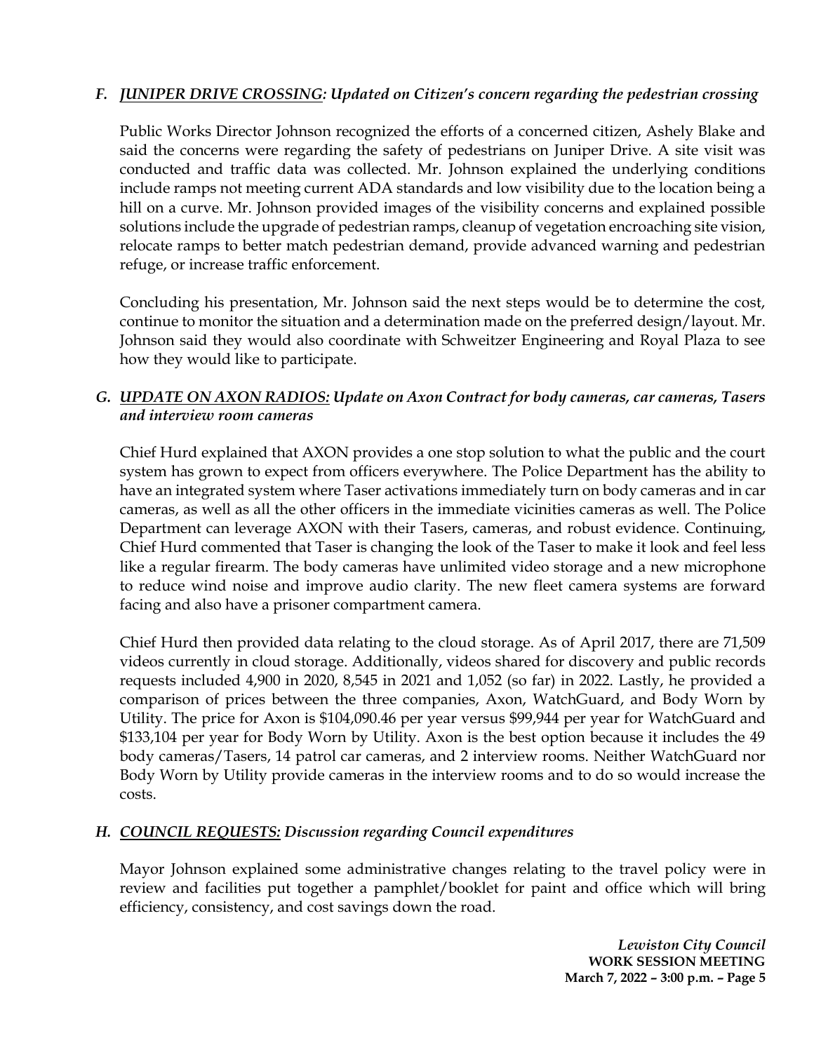### F. ***JUNIPER DRIVE CROSSING**: Updated on Citizen's concern regarding the pedestrian crossing*

Public Works Director Johnson recognized the efforts of a concerned citizen, Ashely Blake and said the concerns were regarding the safety of pedestrians on Juniper Drive. A site visit was conducted and traffic data was collected. Mr. Johnson explained the underlying conditions include ramps not meeting current ADA standards and low visibility due to the location being a hill on a curve. Mr. Johnson provided images of the visibility concerns and explained possible solutions include the upgrade of pedestrian ramps, cleanup of vegetation encroaching site vision, relocate ramps to better match pedestrian demand, provide advanced warning and pedestrian refuge, or increase traffic enforcement.

Concluding his presentation, Mr. Johnson said the next steps would be to determine the cost, continue to monitor the situation and a determination made on the preferred design/layout. Mr. Johnson said they would also coordinate with Schweitzer Engineering and Royal Plaza to see how they would like to participate.

### G. ***UPDATE ON AXON RADIOS**: Update on Axon Contract for body cameras, car cameras, Tasers and interview room cameras*

Chief Hurd explained that AXON provides a one stop solution to what the public and the court system has grown to expect from officers everywhere. The Police Department has the ability to have an integrated system where Taser activations immediately turn on body cameras and in car cameras, as well as all the other officers in the immediate vicinities cameras as well. The Police Department can leverage AXON with their Tasers, cameras, and robust evidence. Continuing, Chief Hurd commented that Taser is changing the look of the Taser to make it look and feel less like a regular firearm. The body cameras have unlimited video storage and a new microphone to reduce wind noise and improve audio clarity. The new fleet camera systems are forward facing and also have a prisoner compartment camera.

Chief Hurd then provided data relating to the cloud storage. As of April 2017, there are 71,509 videos currently in cloud storage. Additionally, videos shared for discovery and public records requests included 4,900 in 2020, 8,545 in 2021 and 1,052 (so far) in 2022. Lastly, he provided a comparison of prices between the three companies, Axon, WatchGuard, and Body Worn by Utility. The price for Axon is $104,090.46 per year versus $99,944 per year for WatchGuard and $133,104 per year for Body Worn by Utility. Axon is the best option because it includes the 49 body cameras/Tasers, 14 patrol car cameras, and 2 interview rooms. Neither WatchGuard nor Body Worn by Utility provide cameras in the interview rooms and to do so would increase the costs.

### H. ***COUNCIL REQUESTS**: Discussion regarding Council expenditures*

Mayor Johnson explained some administrative changes relating to the travel policy were in review and facilities put together a pamphlet/booklet for paint and office which will bring efficiency, consistency, and cost savings down the road.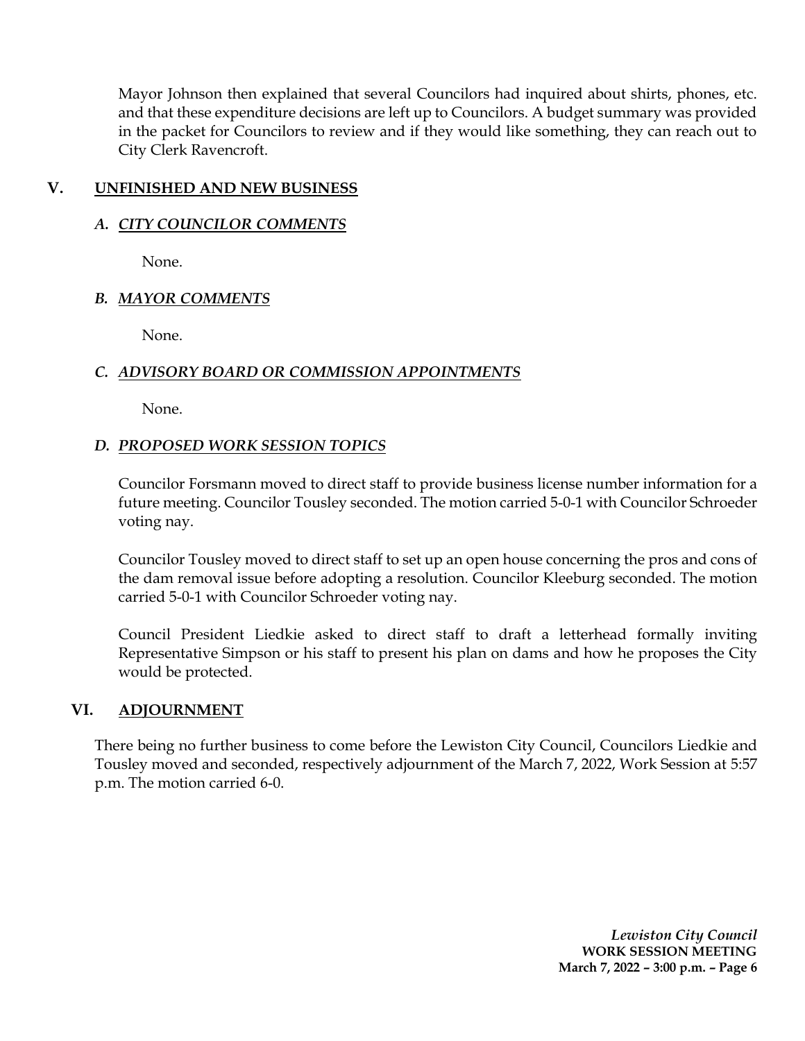Mayor Johnson then explained that several Councilors had inquired about shirts, phones, etc. and that these expenditure decisions are left up to Councilors. A budget summary was provided in the packet for Councilors to review and if they would like something, they can reach out to City Clerk Ravencroft.

## V. UNFINISHED AND NEW BUSINESS

### *A. CITY COUNCILOR COMMENTS*

None.

### *B. MAYOR COMMENTS*

None.

### *C. ADVISORY BOARD OR COMMISSION APPOINTMENTS*

None.

### *D. PROPOSED WORK SESSION TOPICS*

Councilor Forsmann moved to direct staff to provide business license number information for a future meeting. Councilor Tousley seconded. The motion carried 5-0-1 with Councilor Schroeder voting nay.

Councilor Tousley moved to direct staff to set up an open house concerning the pros and cons of the dam removal issue before adopting a resolution. Councilor Kleeburg seconded. The motion carried 5-0-1 with Councilor Schroeder voting nay.

Council President Liedkie asked to direct staff to draft a letterhead formally inviting Representative Simpson or his staff to present his plan on dams and how he proposes the City would be protected.

## VI. ADJOURNMENT

There being no further business to come before the Lewiston City Council, Councilors Liedkie and Tousley moved and seconded, respectively adjournment of the March 7, 2022, Work Session at 5:57 p.m. The motion carried 6-0.